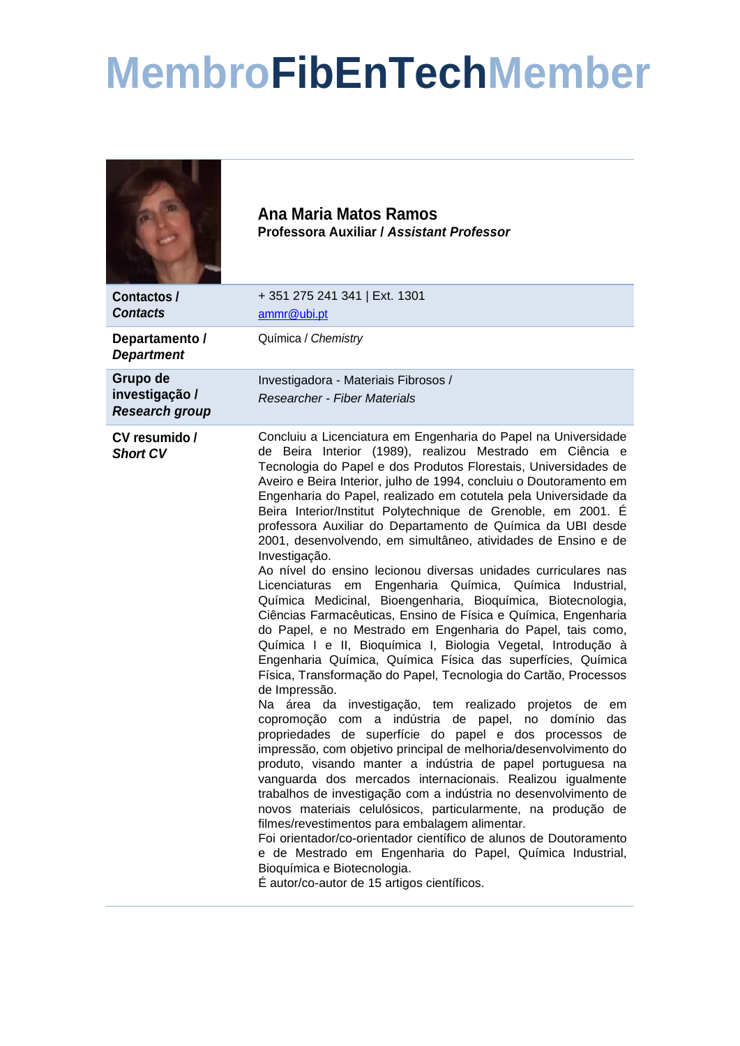# MembroFibEnTechMember

**Ana Maria Matos Ramos**
**Professora Auxiliar / *Assistant Professor***

| | |
|---|---|
| **Contactos / *Contacts*** | + 351 275 241 341 \| Ext. 1301<br>ammr@ubi.pt |
| **Departamento / *Department*** | Química / *Chemistry* |
| **Grupo de investigação / *Research group*** | Investigadora - Materiais Fibrosos /<br>*Researcher - Fiber Materials* |
| **CV resumido / *Short CV*** | Concluiu a Licenciatura em Engenharia do Papel na Universidade de Beira Interior (1989), realizou Mestrado em Ciência e Tecnologia do Papel e dos Produtos Florestais, Universidades de Aveiro e Beira Interior, julho de 1994, concluiu o Doutoramento em Engenharia do Papel, realizado em cotutela pela Universidade da Beira Interior/Institut Polytechnique de Grenoble, em 2001. É professora Auxiliar do Departamento de Química da UBI desde 2001, desenvolvendo, em simultâneo, atividades de Ensino e de Investigação.<br>Ao nível do ensino lecionou diversas unidades curriculares nas Licenciaturas em Engenharia Química, Química Industrial, Química Medicinal, Bioengenharia, Bioquímica, Biotecnologia, Ciências Farmacêuticas, Ensino de Física e Química, Engenharia do Papel, e no Mestrado em Engenharia do Papel, tais como, Química I e II, Bioquímica I, Biologia Vegetal, Introdução à Engenharia Química, Química Física das superfícies, Química Física, Transformação do Papel, Tecnologia do Cartão, Processos de Impressão.<br>Na área da investigação, tem realizado projetos de em copromoção com a indústria de papel, no domínio das propriedades de superfície do papel e dos processos de impressão, com objetivo principal de melhoria/desenvolvimento do produto, visando manter a indústria de papel portuguesa na vanguarda dos mercados internacionais. Realizou igualmente trabalhos de investigação com a indústria no desenvolvimento de novos materiais celulósicos, particularmente, na produção de filmes/revestimentos para embalagem alimentar.<br>Foi orientador/co-orientador científico de alunos de Doutoramento e de Mestrado em Engenharia do Papel, Química Industrial, Bioquímica e Biotecnologia.<br>É autor/co-autor de 15 artigos científicos. |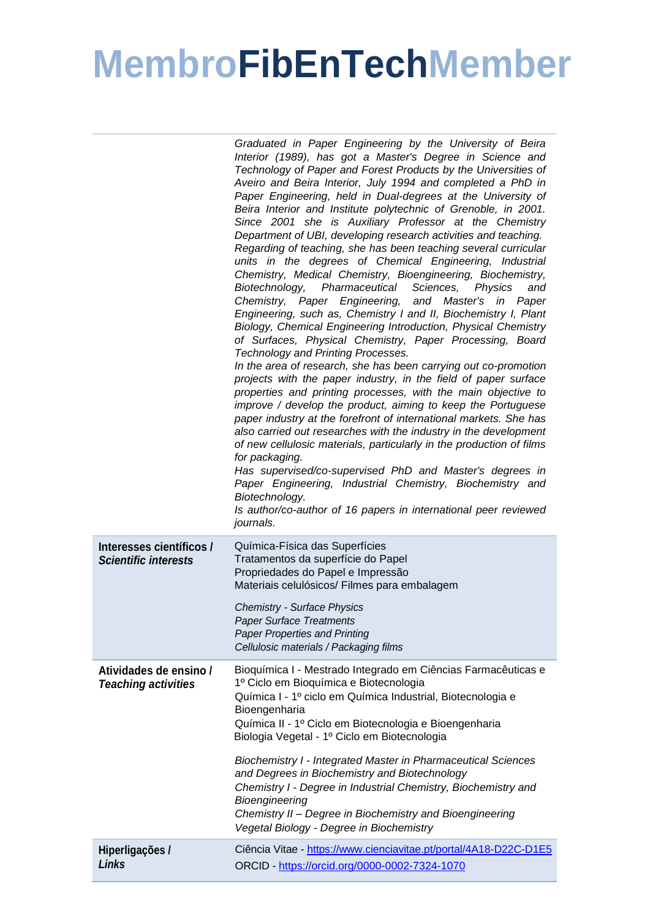# MembroFibEnTechMember

| | |
|---|---|
| | *Graduated in Paper Engineering by the University of Beira Interior (1989), has got a Master's Degree in Science and Technology of Paper and Forest Products by the Universities of Aveiro and Beira Interior, July 1994 and completed a PhD in Paper Engineering, held in Dual-degrees at the University of Beira Interior and Institute polytechnic of Grenoble, in 2001. Since 2001 she is Auxiliary Professor at the Chemistry Department of UBI, developing research activities and teaching.*<br>*Regarding of teaching, she has been teaching several curricular units in the degrees of Chemical Engineering, Industrial Chemistry, Medical Chemistry, Bioengineering, Biochemistry, Biotechnology, Pharmaceutical Sciences, Physics and Chemistry, Paper Engineering, and Master's in Paper Engineering, such as, Chemistry I and II, Biochemistry I, Plant Biology, Chemical Engineering Introduction, Physical Chemistry of Surfaces, Physical Chemistry, Paper Processing, Board Technology and Printing Processes.*<br>*In the area of research, she has been carrying out co-promotion projects with the paper industry, in the field of paper surface properties and printing processes, with the main objective to improve / develop the product, aiming to keep the Portuguese paper industry at the forefront of international markets. She has also carried out researches with the industry in the development of new cellulosic materials, particularly in the production of films for packaging.*<br>*Has supervised/co-supervised PhD and Master's degrees in Paper Engineering, Industrial Chemistry, Biochemistry and Biotechnology.*<br>*Is author/co-author of 16 papers in international peer reviewed journals.* |
| **Interesses científicos /** ***Scientific interests*** | Química-Física das Superfícies<br>Tratamentos da superfície do Papel<br>Propriedades do Papel e Impressão<br>Materiais celulósicos/ Filmes para embalagem<br><br>*Chemistry - Surface Physics*<br>*Paper Surface Treatments*<br>*Paper Properties and Printing*<br>*Cellulosic materials / Packaging films* |
| **Atividades de ensino /** ***Teaching activities*** | Bioquímica I - Mestrado Integrado em Ciências Farmacêuticas e 1º Ciclo em Bioquímica e Biotecnologia<br>Química I - 1º ciclo em Química Industrial, Biotecnologia e Bioengenharia<br>Química II - 1º Ciclo em Biotecnologia e Bioengenharia<br>Biologia Vegetal - 1º Ciclo em Biotecnologia<br><br>*Biochemistry I - Integrated Master in Pharmaceutical Sciences and Degrees in Biochemistry and Biotechnology*<br>*Chemistry I - Degree in Industrial Chemistry, Biochemistry and Bioengineering*<br>*Chemistry II – Degree in Biochemistry and Bioengineering*<br>*Vegetal Biology - Degree in Biochemistry* |
| **Hiperligações /** ***Links*** | Ciência Vitae - https://www.cienciavitae.pt/portal/4A18-D22C-D1E5<br>ORCID - https://orcid.org/0000-0002-7324-1070 |